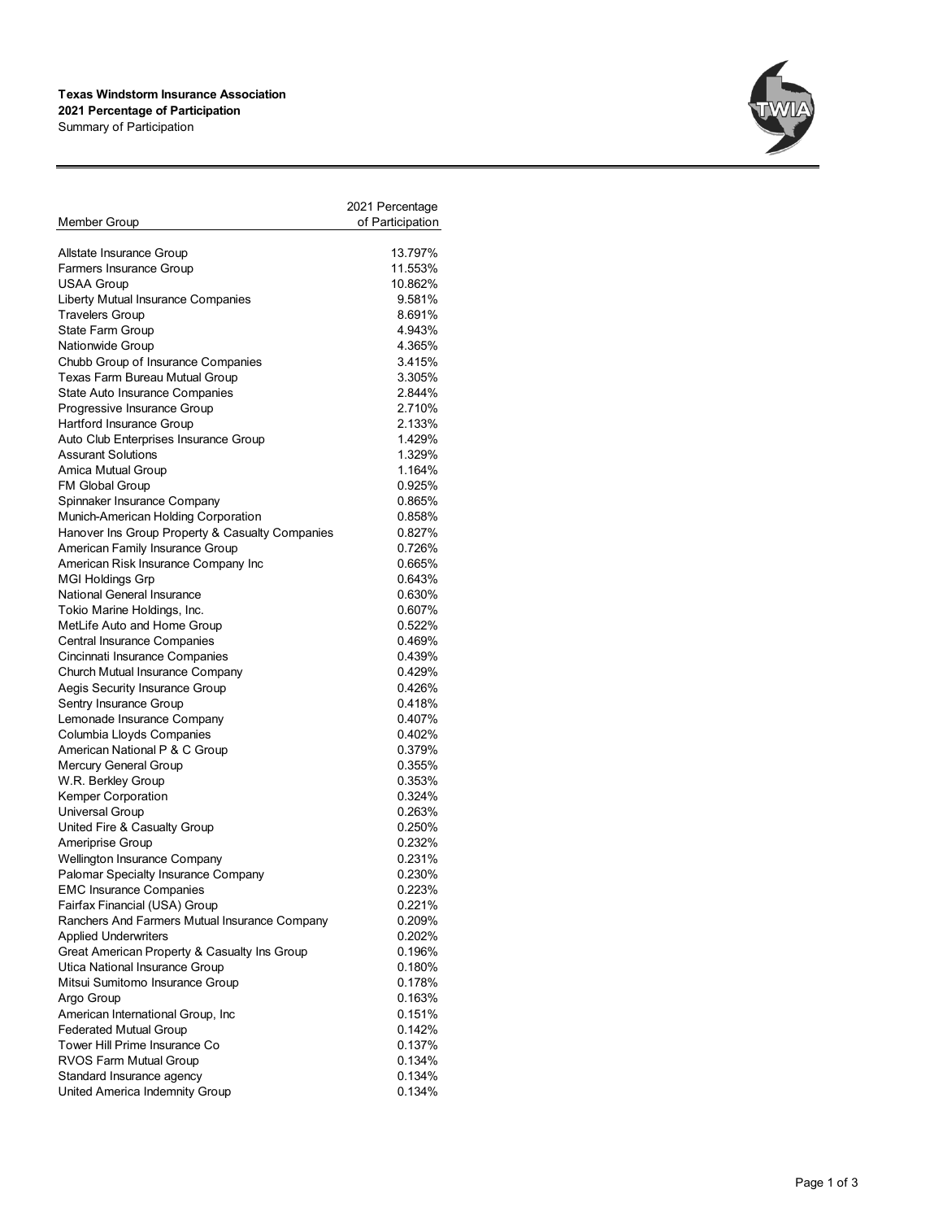**Texas Windstorm Insurance Association**
**2021 Percentage of Participation**
Summary of Participation

| Member Group | 2021 Percentage of Participation |
|---|---|
| Allstate Insurance Group | 13.797% |
| Farmers Insurance Group | 11.553% |
| USAA Group | 10.862% |
| Liberty Mutual Insurance Companies | 9.581% |
| Travelers Group | 8.691% |
| State Farm Group | 4.943% |
| Nationwide Group | 4.365% |
| Chubb Group of Insurance Companies | 3.415% |
| Texas Farm Bureau Mutual Group | 3.305% |
| State Auto Insurance Companies | 2.844% |
| Progressive Insurance Group | 2.710% |
| Hartford Insurance Group | 2.133% |
| Auto Club Enterprises Insurance Group | 1.429% |
| Assurant Solutions | 1.329% |
| Amica Mutual Group | 1.164% |
| FM Global Group | 0.925% |
| Spinnaker Insurance Company | 0.865% |
| Munich-American Holding Corporation | 0.858% |
| Hanover Ins Group Property & Casualty Companies | 0.827% |
| American Family Insurance Group | 0.726% |
| American Risk Insurance Company Inc | 0.665% |
| MGI Holdings Grp | 0.643% |
| National General Insurance | 0.630% |
| Tokio Marine Holdings, Inc. | 0.607% |
| MetLife Auto and Home Group | 0.522% |
| Central Insurance Companies | 0.469% |
| Cincinnati Insurance Companies | 0.439% |
| Church Mutual Insurance Company | 0.429% |
| Aegis Security Insurance Group | 0.426% |
| Sentry Insurance Group | 0.418% |
| Lemonade Insurance Company | 0.407% |
| Columbia Lloyds Companies | 0.402% |
| American National P & C Group | 0.379% |
| Mercury General Group | 0.355% |
| W.R. Berkley Group | 0.353% |
| Kemper Corporation | 0.324% |
| Universal Group | 0.263% |
| United Fire & Casualty Group | 0.250% |
| Ameriprise Group | 0.232% |
| Wellington Insurance Company | 0.231% |
| Palomar Specialty Insurance Company | 0.230% |
| EMC Insurance Companies | 0.223% |
| Fairfax Financial (USA) Group | 0.221% |
| Ranchers And Farmers Mutual Insurance Company | 0.209% |
| Applied Underwriters | 0.202% |
| Great American Property & Casualty Ins Group | 0.196% |
| Utica National Insurance Group | 0.180% |
| Mitsui Sumitomo Insurance Group | 0.178% |
| Argo Group | 0.163% |
| American International Group, Inc | 0.151% |
| Federated Mutual Group | 0.142% |
| Tower Hill Prime Insurance Co | 0.137% |
| RVOS Farm Mutual Group | 0.134% |
| Standard Insurance agency | 0.134% |
| United America Indemnity Group | 0.134% |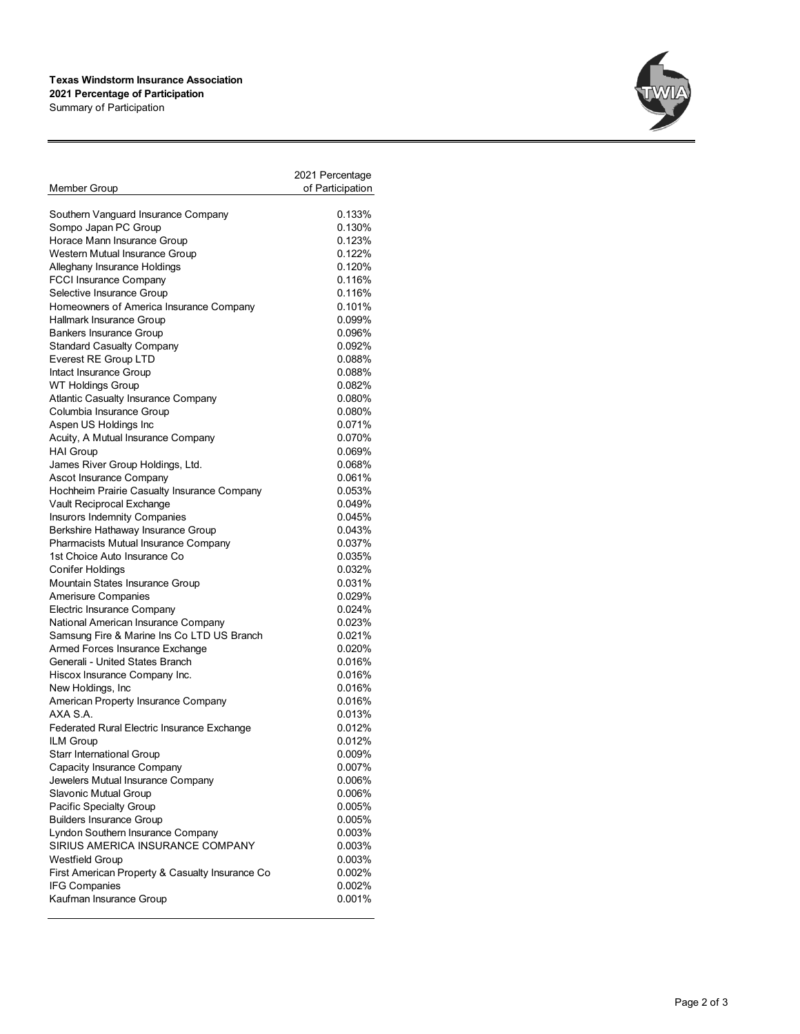**Texas Windstorm Insurance Association**
**2021 Percentage of Participation**
Summary of Participation

| Member Group | 2021 Percentage of Participation |
|---|---|
| Southern Vanguard Insurance Company | 0.133% |
| Sompo Japan PC Group | 0.130% |
| Horace Mann Insurance Group | 0.123% |
| Western Mutual Insurance Group | 0.122% |
| Alleghany Insurance Holdings | 0.120% |
| FCCI Insurance Company | 0.116% |
| Selective Insurance Group | 0.116% |
| Homeowners of America Insurance Company | 0.101% |
| Hallmark Insurance Group | 0.099% |
| Bankers Insurance Group | 0.096% |
| Standard Casualty Company | 0.092% |
| Everest RE Group LTD | 0.088% |
| Intact Insurance Group | 0.088% |
| WT Holdings Group | 0.082% |
| Atlantic Casualty Insurance Company | 0.080% |
| Columbia Insurance Group | 0.080% |
| Aspen US Holdings Inc | 0.071% |
| Acuity, A Mutual Insurance Company | 0.070% |
| HAI Group | 0.069% |
| James River Group Holdings, Ltd. | 0.068% |
| Ascot Insurance Company | 0.061% |
| Hochheim Prairie Casualty Insurance Company | 0.053% |
| Vault Reciprocal Exchange | 0.049% |
| Insurors Indemnity Companies | 0.045% |
| Berkshire Hathaway Insurance Group | 0.043% |
| Pharmacists Mutual Insurance Company | 0.037% |
| 1st Choice Auto Insurance Co | 0.035% |
| Conifer Holdings | 0.032% |
| Mountain States Insurance Group | 0.031% |
| Amerisure Companies | 0.029% |
| Electric Insurance Company | 0.024% |
| National American Insurance Company | 0.023% |
| Samsung Fire & Marine Ins Co LTD US Branch | 0.021% |
| Armed Forces Insurance Exchange | 0.020% |
| Generali - United States Branch | 0.016% |
| Hiscox Insurance Company Inc. | 0.016% |
| New Holdings, Inc | 0.016% |
| American Property Insurance Company | 0.016% |
| AXA S.A. | 0.013% |
| Federated Rural Electric Insurance Exchange | 0.012% |
| ILM Group | 0.012% |
| Starr International Group | 0.009% |
| Capacity Insurance Company | 0.007% |
| Jewelers Mutual Insurance Company | 0.006% |
| Slavonic Mutual Group | 0.006% |
| Pacific Specialty Group | 0.005% |
| Builders Insurance Group | 0.005% |
| Lyndon Southern Insurance Company | 0.003% |
| SIRIUS AMERICA INSURANCE COMPANY | 0.003% |
| Westfield Group | 0.003% |
| First American Property & Casualty Insurance Co | 0.002% |
| IFG Companies | 0.002% |
| Kaufman Insurance Group | 0.001% |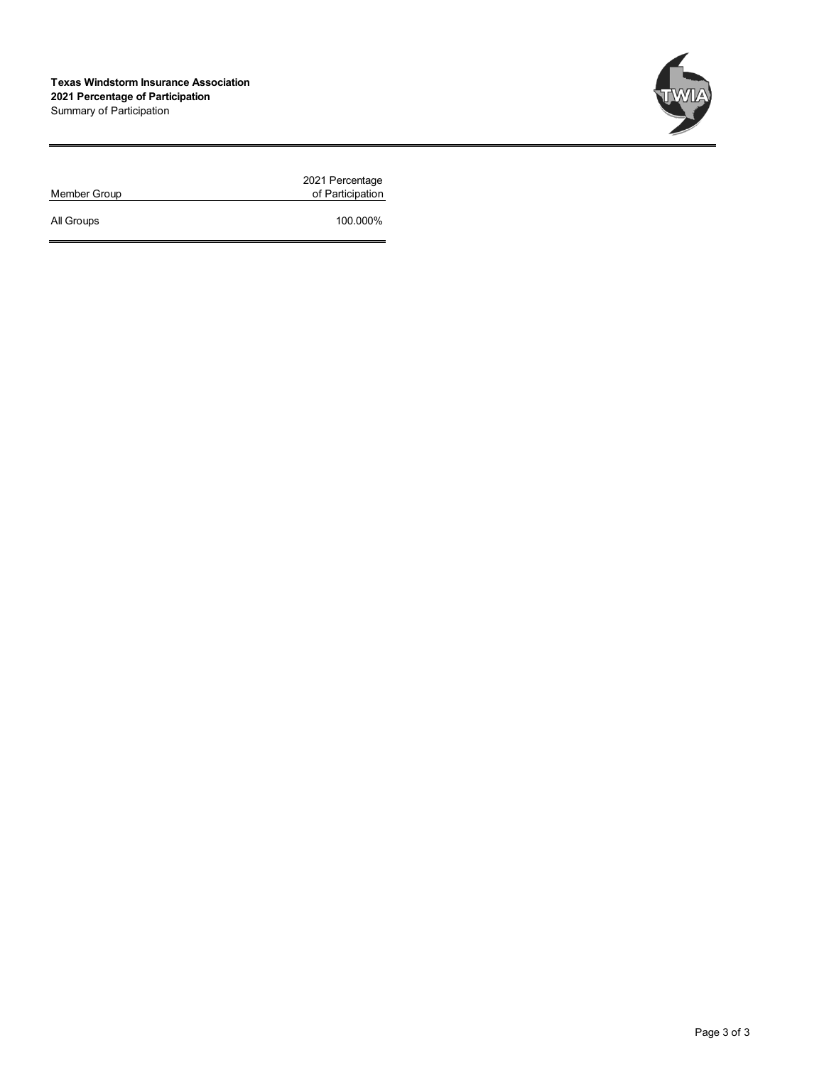**Texas Windstorm Insurance Association**
**2021 Percentage of Participation**
Summary of Participation

| Member Group | 2021 Percentage of Participation |
| --- | --- |
| All Groups | 100.000% |